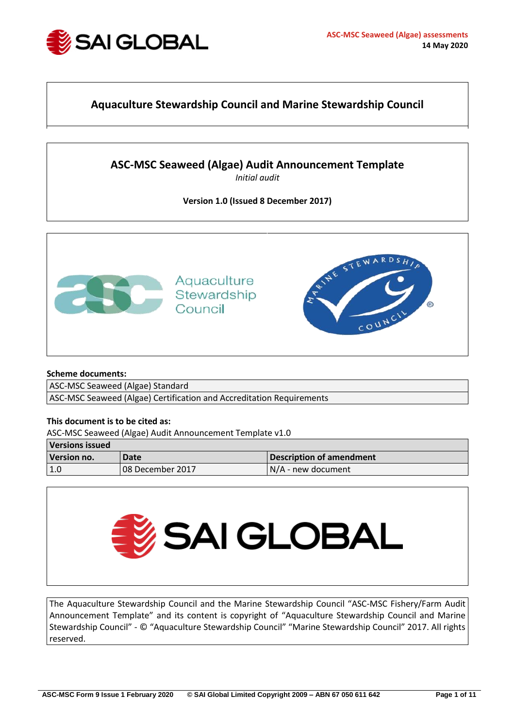ASC-MSC Seaweed (Algae) assessments
14 May 2020

# Aquaculture Stewardship Council and Marine Stewardship Council

## ASC-MSC Seaweed (Algae) Audit Announcement Template

*Initial audit*

**Version 1.0 (Issued 8 December 2017)**

**Scheme documents:**

| ASC-MSC Seaweed (Algae) Standard |
|---|
| ASC-MSC Seaweed (Algae) Certification and Accreditation Requirements |

**This document is to be cited as:**

ASC-MSC Seaweed (Algae) Audit Announcement Template v1.0

| **Versions issued** | | |
|---|---|---|
| **Version no.** | **Date** | **Description of amendment** |
| 1.0 | 08 December 2017 | N/A - new document |

The Aquaculture Stewardship Council and the Marine Stewardship Council "ASC-MSC Fishery/Farm Audit Announcement Template" and its content is copyright of "Aquaculture Stewardship Council and Marine Stewardship Council" - © "Aquaculture Stewardship Council" "Marine Stewardship Council" 2017. All rights reserved.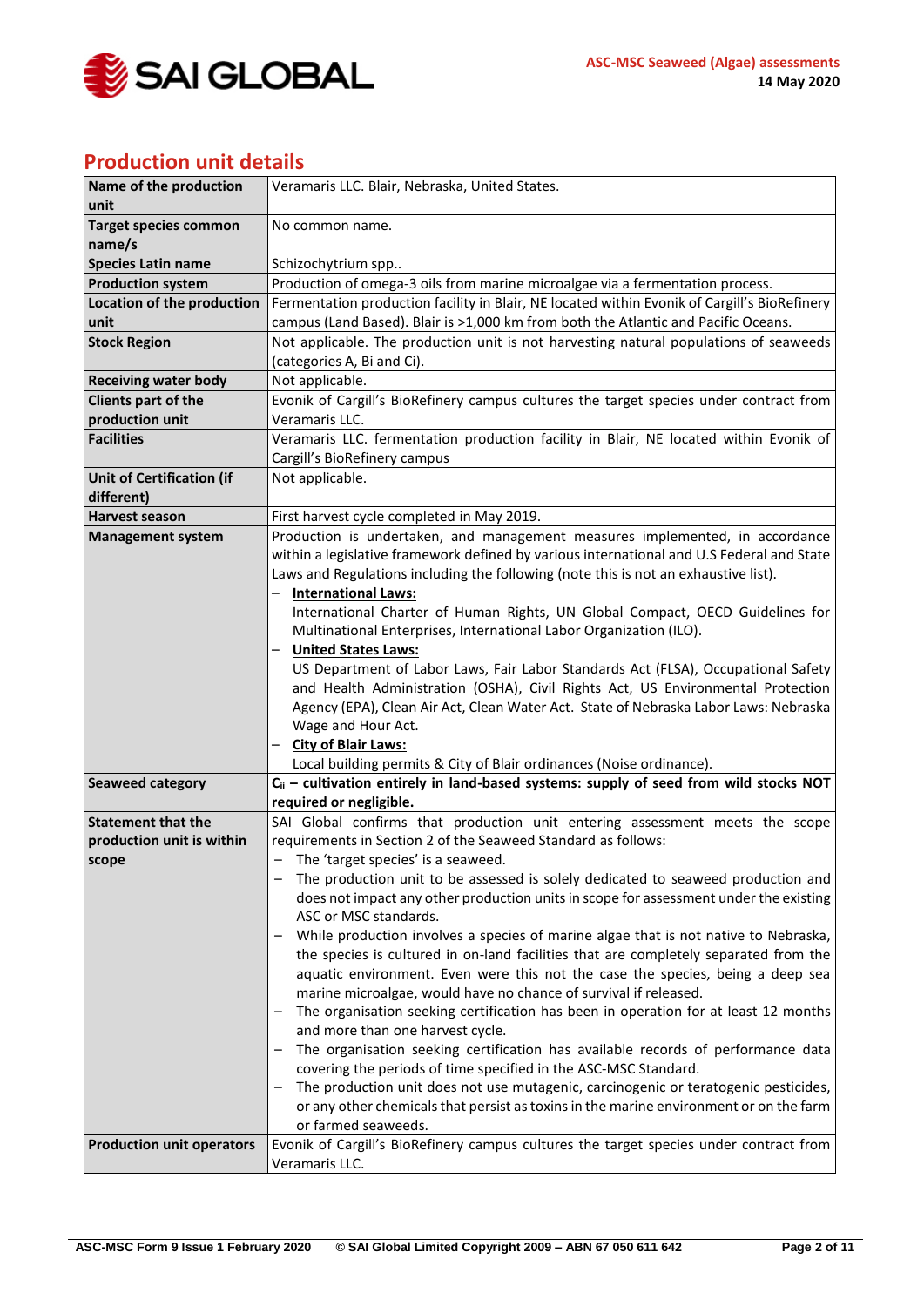## Production unit details

| Name of the production unit | Veramaris LLC. Blair, Nebraska, United States. |
|---|---|
| Target species common name/s | No common name. |
| Species Latin name | Schizochytrium spp.. |
| Production system | Production of omega-3 oils from marine microalgae via a fermentation process. |
| Location of the production unit | Fermentation production facility in Blair, NE located within Evonik of Cargill's BioRefinery campus (Land Based). Blair is >1,000 km from both the Atlantic and Pacific Oceans. |
| Stock Region | Not applicable. The production unit is not harvesting natural populations of seaweeds (categories A, Bi and Ci). |
| Receiving water body | Not applicable. |
| Clients part of the production unit | Evonik of Cargill's BioRefinery campus cultures the target species under contract from Veramaris LLC. |
| Facilities | Veramaris LLC. fermentation production facility in Blair, NE located within Evonik of Cargill's BioRefinery campus |
| Unit of Certification (if different) | Not applicable. |
| Harvest season | First harvest cycle completed in May 2019. |
| Management system | Production is undertaken, and management measures implemented, in accordance within a legislative framework defined by various international and U.S Federal and State Laws and Regulations including the following (note this is not an exhaustive list).<br>– **International Laws:**<br>International Charter of Human Rights, UN Global Compact, OECD Guidelines for Multinational Enterprises, International Labor Organization (ILO).<br>– **United States Laws:**<br>US Department of Labor Laws, Fair Labor Standards Act (FLSA), Occupational Safety and Health Administration (OSHA), Civil Rights Act, US Environmental Protection Agency (EPA), Clean Air Act, Clean Water Act. State of Nebraska Labor Laws: Nebraska Wage and Hour Act.<br>– **City of Blair Laws:**<br>Local building permits & City of Blair ordinances (Noise ordinance). |
| Seaweed category | **$C_{ii}$ – cultivation entirely in land-based systems: supply of seed from wild stocks NOT required or negligible.** |
| Statement that the production unit is within scope | SAI Global confirms that production unit entering assessment meets the scope requirements in Section 2 of the Seaweed Standard as follows:<br>– The 'target species' is a seaweed.<br>– The production unit to be assessed is solely dedicated to seaweed production and does not impact any other production units in scope for assessment under the existing ASC or MSC standards.<br>– While production involves a species of marine algae that is not native to Nebraska, the species is cultured in on-land facilities that are completely separated from the aquatic environment. Even were this not the case the species, being a deep sea marine microalgae, would have no chance of survival if released.<br>– The organisation seeking certification has been in operation for at least 12 months and more than one harvest cycle.<br>– The organisation seeking certification has available records of performance data covering the periods of time specified in the ASC-MSC Standard.<br>– The production unit does not use mutagenic, carcinogenic or teratogenic pesticides, or any other chemicals that persist as toxins in the marine environment or on the farm or farmed seaweeds. |
| Production unit operators | Evonik of Cargill's BioRefinery campus cultures the target species under contract from Veramaris LLC. |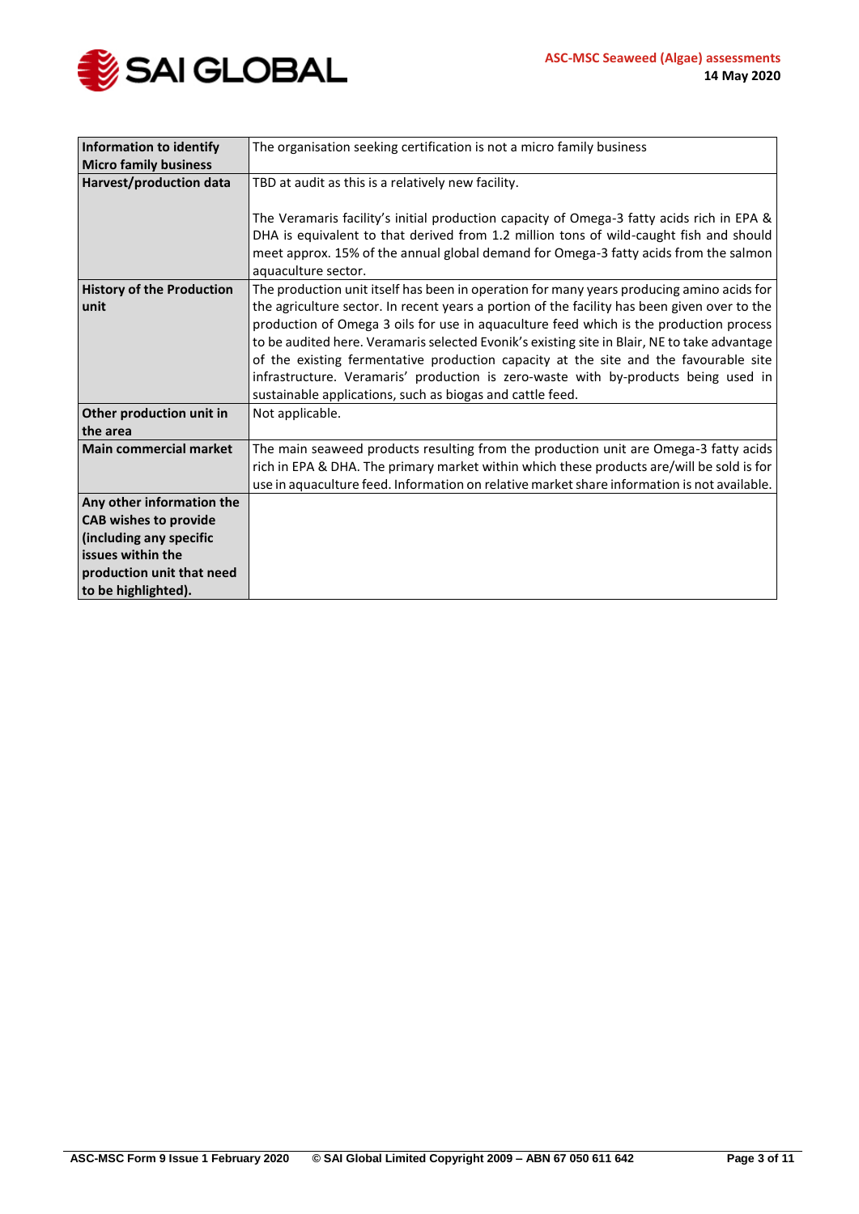| | |
|---|---|
| **Information to identify Micro family business** | The organisation seeking certification is not a micro family business |
| **Harvest/production data** | TBD at audit as this is a relatively new facility.<br><br>The Veramaris facility's initial production capacity of Omega-3 fatty acids rich in EPA & DHA is equivalent to that derived from 1.2 million tons of wild-caught fish and should meet approx. 15% of the annual global demand for Omega-3 fatty acids from the salmon aquaculture sector. |
| **History of the Production unit** | The production unit itself has been in operation for many years producing amino acids for the agriculture sector. In recent years a portion of the facility has been given over to the production of Omega 3 oils for use in aquaculture feed which is the production process to be audited here. Veramaris selected Evonik's existing site in Blair, NE to take advantage of the existing fermentative production capacity at the site and the favourable site infrastructure. Veramaris' production is zero-waste with by-products being used in sustainable applications, such as biogas and cattle feed. |
| **Other production unit in the area** | Not applicable. |
| **Main commercial market** | The main seaweed products resulting from the production unit are Omega-3 fatty acids rich in EPA & DHA. The primary market within which these products are/will be sold is for use in aquaculture feed. Information on relative market share information is not available. |
| **Any other information the CAB wishes to provide (including any specific issues within the production unit that need to be highlighted).** | |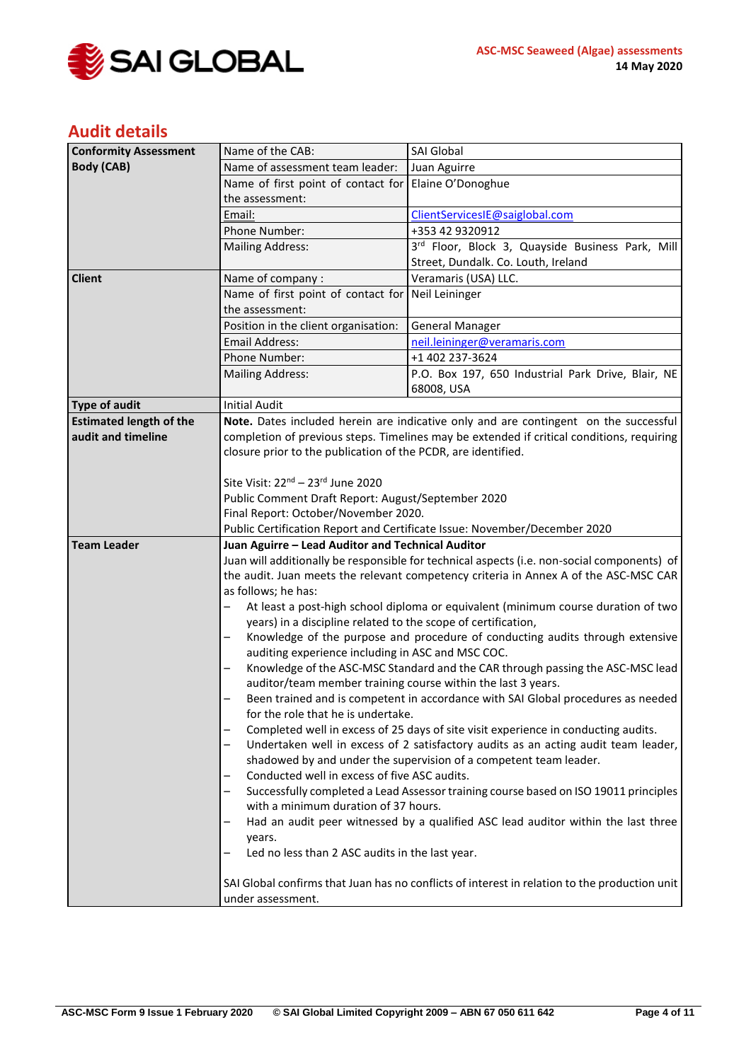## Audit details

| | | |
|---|---|---|
| **Conformity Assessment Body (CAB)** | Name of the CAB: | SAI Global |
| | Name of assessment team leader: | Juan Aguirre |
| | Name of first point of contact for the assessment: | Elaine O'Donoghue |
| | Email: | ClientServicesIE@saiglobal.com |
| | Phone Number: | +353 42 9320912 |
| | Mailing Address: | 3rd Floor, Block 3, Quayside Business Park, Mill Street, Dundalk. Co. Louth, Ireland |
| **Client** | Name of company : | Veramaris (USA) LLC. |
| | Name of first point of contact for the assessment: | Neil Leininger |
| | Position in the client organisation: | General Manager |
| | Email Address: | neil.leininger@veramaris.com |
| | Phone Number: | +1 402 237-3624 |
| | Mailing Address: | P.O. Box 197, 650 Industrial Park Drive, Blair, NE 68008, USA |
| **Type of audit** | Initial Audit | |
| **Estimated length of the audit and timeline** | **Note.** Dates included herein are indicative only and are contingent on the successful completion of previous steps. Timelines may be extended if critical conditions, requiring closure prior to the publication of the PCDR, are identified.<br><br>Site Visit: 22nd – 23rd June 2020<br>Public Comment Draft Report: August/September 2020<br>Final Report: October/November 2020.<br>Public Certification Report and Certificate Issue: November/December 2020 | |
| **Team Leader** | **Juan Aguirre – Lead Auditor and Technical Auditor**<br>Juan will additionally be responsible for technical aspects (i.e. non-social components) of the audit. Juan meets the relevant competency criteria in Annex A of the ASC-MSC CAR as follows; he has:<br>– At least a post-high school diploma or equivalent (minimum course duration of two years) in a discipline related to the scope of certification,<br>– Knowledge of the purpose and procedure of conducting audits through extensive auditing experience including in ASC and MSC COC.<br>– Knowledge of the ASC-MSC Standard and the CAR through passing the ASC-MSC lead auditor/team member training course within the last 3 years.<br>– Been trained and is competent in accordance with SAI Global procedures as needed for the role that he is undertake.<br>– Completed well in excess of 25 days of site visit experience in conducting audits.<br>– Undertaken well in excess of 2 satisfactory audits as an acting audit team leader, shadowed by and under the supervision of a competent team leader.<br>– Conducted well in excess of five ASC audits.<br>– Successfully completed a Lead Assessor training course based on ISO 19011 principles with a minimum duration of 37 hours.<br>– Had an audit peer witnessed by a qualified ASC lead auditor within the last three years.<br>– Led no less than 2 ASC audits in the last year.<br><br>SAI Global confirms that Juan has no conflicts of interest in relation to the production unit under assessment. | |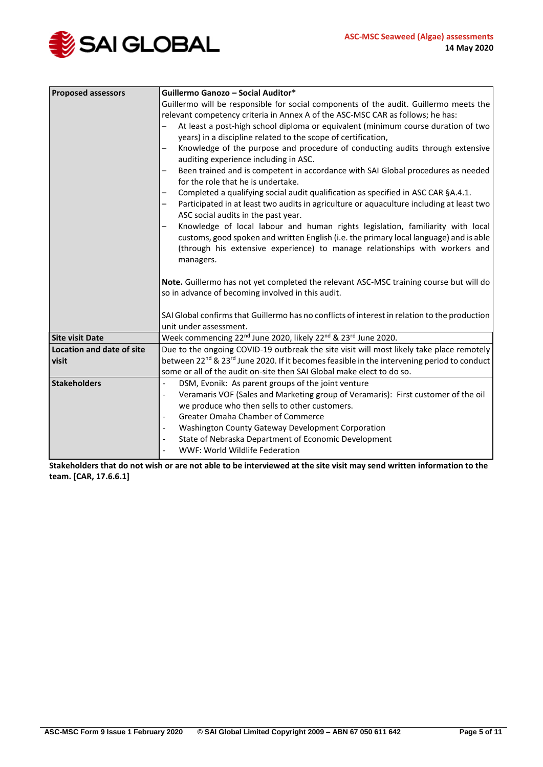| Proposed assessors | **Guillermo Ganozo – Social Auditor*** <br> Guillermo will be responsible for social components of the audit. Guillermo meets the relevant competency criteria in Annex A of the ASC-MSC CAR as follows; he has: <br> – At least a post-high school diploma or equivalent (minimum course duration of two years) in a discipline related to the scope of certification, <br> – Knowledge of the purpose and procedure of conducting audits through extensive auditing experience including in ASC. <br> – Been trained and is competent in accordance with SAI Global procedures as needed for the role that he is undertake. <br> – Completed a qualifying social audit qualification as specified in ASC CAR §A.4.1. <br> – Participated in at least two audits in agriculture or aquaculture including at least two ASC social audits in the past year. <br> – Knowledge of local labour and human rights legislation, familiarity with local customs, good spoken and written English (i.e. the primary local language) and is able (through his extensive experience) to manage relationships with workers and managers. <br><br> **Note.** Guillermo has not yet completed the relevant ASC-MSC training course but will do so in advance of becoming involved in this audit. <br><br> SAI Global confirms that Guillermo has no conflicts of interest in relation to the production unit under assessment. |
|---|---|
| **Site visit Date** | Week commencing 22nd June 2020, likely 22nd & 23rd June 2020. |
| **Location and date of site visit** | Due to the ongoing COVID-19 outbreak the site visit will most likely take place remotely between 22nd & 23rd June 2020. If it becomes feasible in the intervening period to conduct some or all of the audit on-site then SAI Global make elect to do so. |
| **Stakeholders** | - DSM, Evonik: As parent groups of the joint venture <br> - Veramaris VOF (Sales and Marketing group of Veramaris): First customer of the oil we produce who then sells to other customers. <br> - Greater Omaha Chamber of Commerce <br> - Washington County Gateway Development Corporation <br> - State of Nebraska Department of Economic Development <br> - WWF: World Wildlife Federation |

**Stakeholders that do not wish or are not able to be interviewed at the site visit may send written information to the team. [CAR, 17.6.6.1]**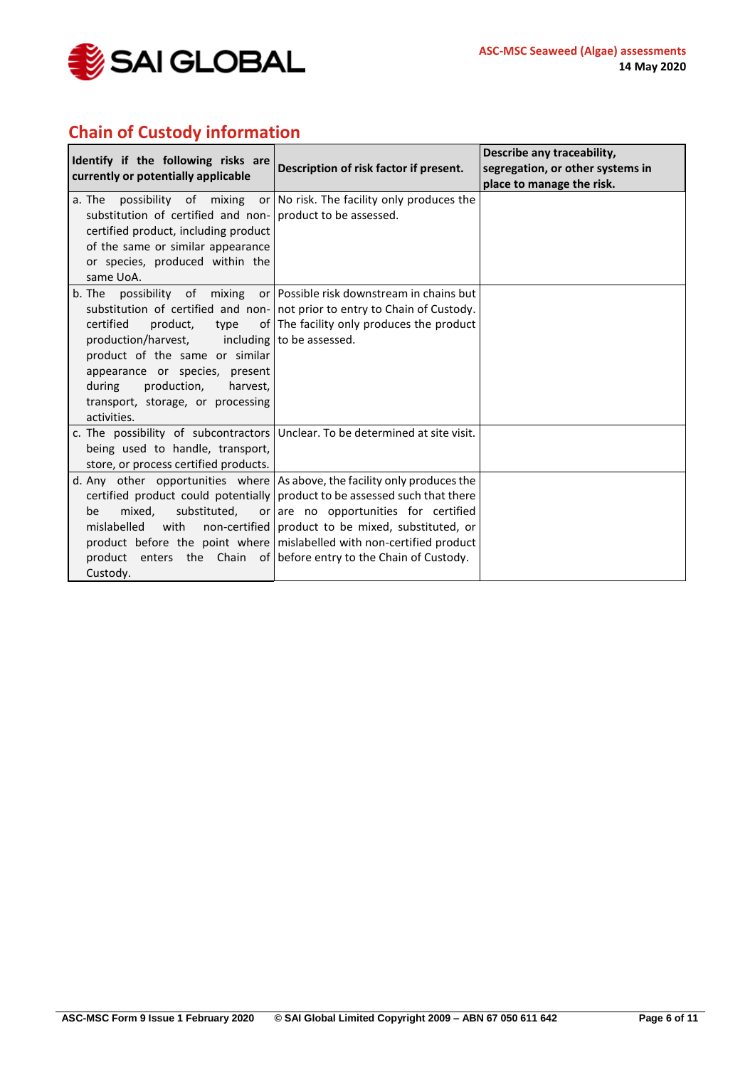## Chain of Custody information

| Identify if the following risks are currently or potentially applicable | Description of risk factor if present. | Describe any traceability, segregation, or other systems in place to manage the risk. |
|---|---|---|
| a. The possibility of mixing or substitution of certified and non-certified product, including product of the same or similar appearance or species, produced within the same UoA. | No risk. The facility only produces the product to be assessed. | |
| b. The possibility of mixing or substitution of certified and non-certified product, type of production/harvest, including product of the same or similar appearance or species, present during production, harvest, transport, storage, or processing activities. | Possible risk downstream in chains but not prior to entry to Chain of Custody. The facility only produces the product to be assessed. | |
| c. The possibility of subcontractors being used to handle, transport, store, or process certified products. | Unclear. To be determined at site visit. | |
| d. Any other opportunities where certified product could potentially be mixed, substituted, or mislabelled with non-certified product before the point where product enters the Chain of Custody. | As above, the facility only produces the product to be assessed such that there are no opportunities for certified product to be mixed, substituted, or mislabelled with non-certified product before entry to the Chain of Custody. | |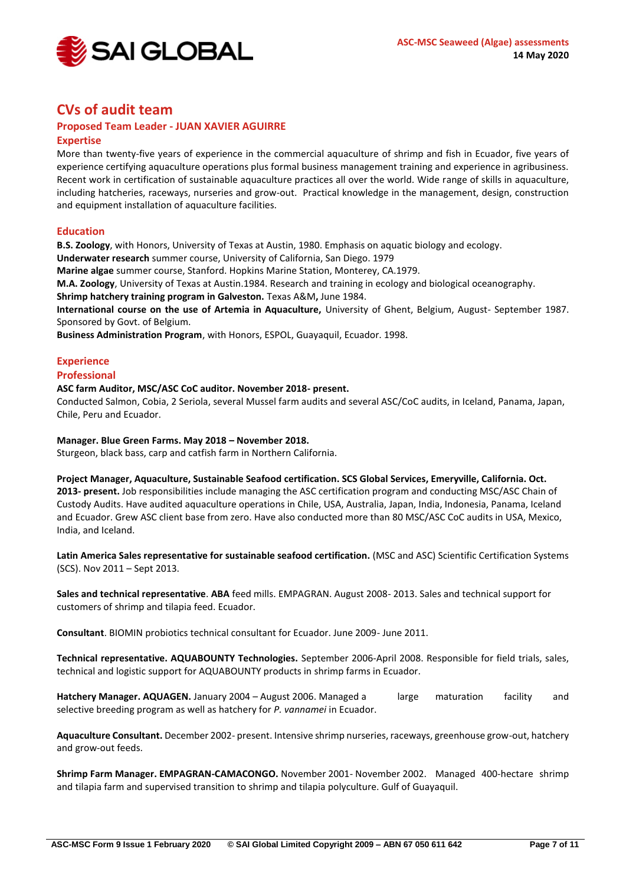# CVs of audit team

## Proposed Team Leader - JUAN XAVIER AGUIRRE

### Expertise

More than twenty-five years of experience in the commercial aquaculture of shrimp and fish in Ecuador, five years of experience certifying aquaculture operations plus formal business management training and experience in agribusiness. Recent work in certification of sustainable aquaculture practices all over the world. Wide range of skills in aquaculture, including hatcheries, raceways, nurseries and grow-out. Practical knowledge in the management, design, construction and equipment installation of aquaculture facilities.

### Education

**B.S. Zoology**, with Honors, University of Texas at Austin, 1980. Emphasis on aquatic biology and ecology.
**Underwater research** summer course, University of California, San Diego. 1979
**Marine algae** summer course, Stanford. Hopkins Marine Station, Monterey, CA.1979.
**M.A. Zoology**, University of Texas at Austin.1984. Research and training in ecology and biological oceanography.
**Shrimp hatchery training program in Galveston.** Texas A&M**,** June 1984.
**International course on the use of Artemia in Aquaculture,** University of Ghent, Belgium, August- September 1987. Sponsored by Govt. of Belgium.
**Business Administration Program**, with Honors, ESPOL, Guayaquil, Ecuador. 1998.

### Experience

### Professional

**ASC farm Auditor, MSC/ASC CoC auditor. November 2018- present.**
Conducted Salmon, Cobia, 2 Seriola, several Mussel farm audits and several ASC/CoC audits, in Iceland, Panama, Japan, Chile, Peru and Ecuador.

**Manager. Blue Green Farms. May 2018 – November 2018.**
Sturgeon, black bass, carp and catfish farm in Northern California.

**Project Manager, Aquaculture, Sustainable Seafood certification. SCS Global Services, Emeryville, California. Oct. 2013- present.** Job responsibilities include managing the ASC certification program and conducting MSC/ASC Chain of Custody Audits. Have audited aquaculture operations in Chile, USA, Australia, Japan, India, Indonesia, Panama, Iceland and Ecuador. Grew ASC client base from zero. Have also conducted more than 80 MSC/ASC CoC audits in USA, Mexico, India, and Iceland.

**Latin America Sales representative for sustainable seafood certification.** (MSC and ASC) Scientific Certification Systems (SCS). Nov 2011 – Sept 2013.

**Sales and technical representative**. **ABA** feed mills. EMPAGRAN. August 2008- 2013. Sales and technical support for customers of shrimp and tilapia feed. Ecuador.

**Consultant**. BIOMIN probiotics technical consultant for Ecuador. June 2009- June 2011.

**Technical representative. AQUABOUNTY Technologies.** September 2006-April 2008. Responsible for field trials, sales, technical and logistic support for AQUABOUNTY products in shrimp farms in Ecuador.

**Hatchery Manager. AQUAGEN.** January 2004 – August 2006. Managed a large maturation facility and selective breeding program as well as hatchery for *P. vannamei* in Ecuador.

**Aquaculture Consultant.** December 2002- present. Intensive shrimp nurseries, raceways, greenhouse grow-out, hatchery and grow-out feeds.

**Shrimp Farm Manager. EMPAGRAN-CAMACONGO.** November 2001- November 2002. Managed 400-hectare shrimp and tilapia farm and supervised transition to shrimp and tilapia polyculture. Gulf of Guayaquil.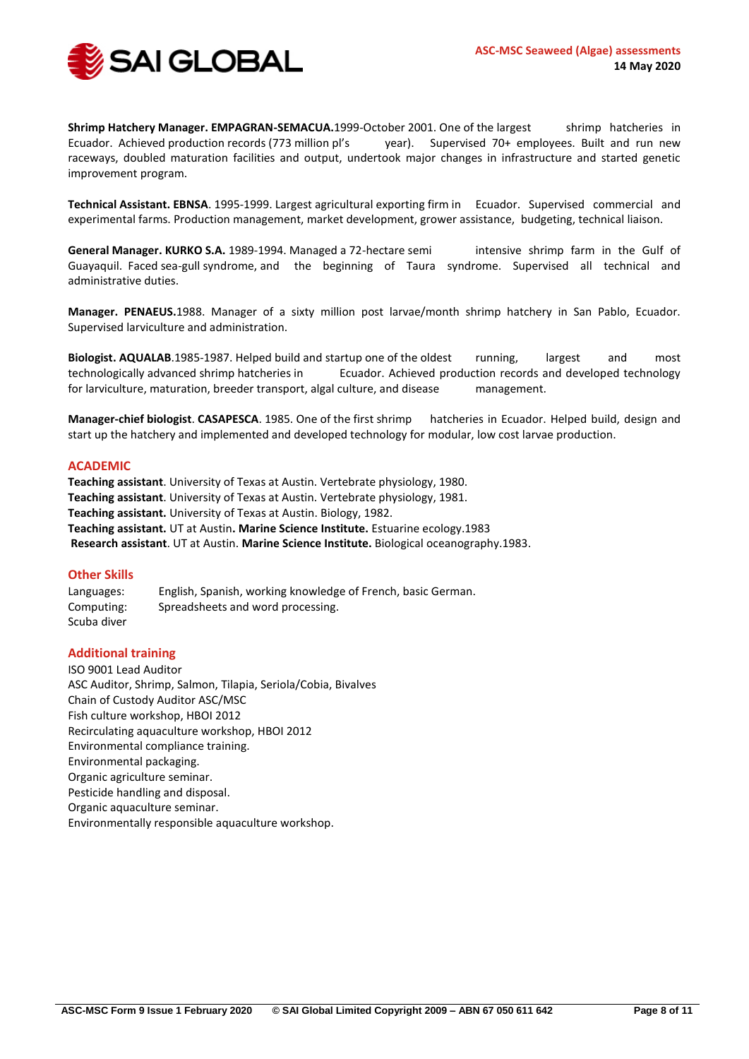**Shrimp Hatchery Manager. EMPAGRAN-SEMACUA.**1999-October 2001. One of the largest shrimp hatcheries in Ecuador. Achieved production records (773 million pl's year). Supervised 70+ employees. Built and run new raceways, doubled maturation facilities and output, undertook major changes in infrastructure and started genetic improvement program.

**Technical Assistant. EBNSA**. 1995-1999. Largest agricultural exporting firm in Ecuador. Supervised commercial and experimental farms. Production management, market development, grower assistance, budgeting, technical liaison.

**General Manager. KURKO S.A.** 1989-1994. Managed a 72-hectare semi intensive shrimp farm in the Gulf of Guayaquil. Faced sea-gull syndrome, and the beginning of Taura syndrome. Supervised all technical and administrative duties.

**Manager. PENAEUS.**1988. Manager of a sixty million post larvae/month shrimp hatchery in San Pablo, Ecuador. Supervised larviculture and administration.

**Biologist. AQUALAB**.1985-1987. Helped build and startup one of the oldest running, largest and most technologically advanced shrimp hatcheries in Ecuador. Achieved production records and developed technology for larviculture, maturation, breeder transport, algal culture, and disease management.

**Manager-chief biologist**. **CASAPESCA**. 1985. One of the first shrimp hatcheries in Ecuador. Helped build, design and start up the hatchery and implemented and developed technology for modular, low cost larvae production.

## ACADEMIC

**Teaching assistant**. University of Texas at Austin. Vertebrate physiology, 1980.
**Teaching assistant**. University of Texas at Austin. Vertebrate physiology, 1981.
**Teaching assistant.** University of Texas at Austin. Biology, 1982.
**Teaching assistant.** UT at Austin**. Marine Science Institute.** Estuarine ecology.1983
**Research assistant**. UT at Austin. **Marine Science Institute.** Biological oceanography.1983.

## Other Skills

Languages: English, Spanish, working knowledge of French, basic German.
Computing: Spreadsheets and word processing.
Scuba diver

## Additional training

ISO 9001 Lead Auditor
ASC Auditor, Shrimp, Salmon, Tilapia, Seriola/Cobia, Bivalves
Chain of Custody Auditor ASC/MSC
Fish culture workshop, HBOI 2012
Recirculating aquaculture workshop, HBOI 2012
Environmental compliance training.
Environmental packaging.
Organic agriculture seminar.
Pesticide handling and disposal.
Organic aquaculture seminar.
Environmentally responsible aquaculture workshop.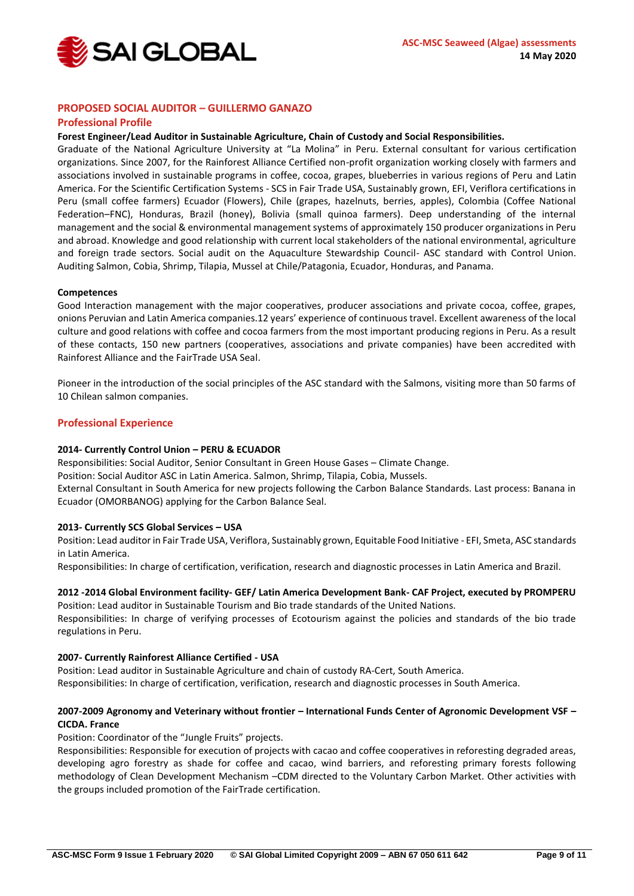## PROPOSED SOCIAL AUDITOR – GUILLERMO GANAZO

### Professional Profile

**Forest Engineer/Lead Auditor in Sustainable Agriculture, Chain of Custody and Social Responsibilities.**

Graduate of the National Agriculture University at "La Molina" in Peru. External consultant for various certification organizations. Since 2007, for the Rainforest Alliance Certified non-profit organization working closely with farmers and associations involved in sustainable programs in coffee, cocoa, grapes, blueberries in various regions of Peru and Latin America. For the Scientific Certification Systems - SCS in Fair Trade USA, Sustainably grown, EFI, Veriflora certifications in Peru (small coffee farmers) Ecuador (Flowers), Chile (grapes, hazelnuts, berries, apples), Colombia (Coffee National Federation–FNC), Honduras, Brazil (honey), Bolivia (small quinoa farmers). Deep understanding of the internal management and the social & environmental management systems of approximately 150 producer organizations in Peru and abroad. Knowledge and good relationship with current local stakeholders of the national environmental, agriculture and foreign trade sectors. Social audit on the Aquaculture Stewardship Council- ASC standard with Control Union. Auditing Salmon, Cobia, Shrimp, Tilapia, Mussel at Chile/Patagonia, Ecuador, Honduras, and Panama.

**Competences**

Good Interaction management with the major cooperatives, producer associations and private cocoa, coffee, grapes, onions Peruvian and Latin America companies.12 years' experience of continuous travel. Excellent awareness of the local culture and good relations with coffee and cocoa farmers from the most important producing regions in Peru. As a result of these contacts, 150 new partners (cooperatives, associations and private companies) have been accredited with Rainforest Alliance and the FairTrade USA Seal.

Pioneer in the introduction of the social principles of the ASC standard with the Salmons, visiting more than 50 farms of 10 Chilean salmon companies.

### Professional Experience

**2014- Currently Control Union – PERU & ECUADOR**

Responsibilities: Social Auditor, Senior Consultant in Green House Gases – Climate Change.

Position: Social Auditor ASC in Latin America. Salmon, Shrimp, Tilapia, Cobia, Mussels.

External Consultant in South America for new projects following the Carbon Balance Standards. Last process: Banana in Ecuador (OMORBANOG) applying for the Carbon Balance Seal.

**2013- Currently SCS Global Services – USA**

Position: Lead auditor in Fair Trade USA, Veriflora, Sustainably grown, Equitable Food Initiative - EFI, Smeta, ASC standards in Latin America.

Responsibilities: In charge of certification, verification, research and diagnostic processes in Latin America and Brazil.

**2012 -2014 Global Environment facility- GEF/ Latin America Development Bank- CAF Project, executed by PROMPERU**

Position: Lead auditor in Sustainable Tourism and Bio trade standards of the United Nations.

Responsibilities: In charge of verifying processes of Ecotourism against the policies and standards of the bio trade regulations in Peru.

**2007- Currently Rainforest Alliance Certified - USA**

Position: Lead auditor in Sustainable Agriculture and chain of custody RA-Cert, South America.

Responsibilities: In charge of certification, verification, research and diagnostic processes in South America.

**2007-2009 Agronomy and Veterinary without frontier – International Funds Center of Agronomic Development VSF – CICDA. France**

Position: Coordinator of the "Jungle Fruits" projects.

Responsibilities: Responsible for execution of projects with cacao and coffee cooperatives in reforesting degraded areas, developing agro forestry as shade for coffee and cacao, wind barriers, and reforesting primary forests following methodology of Clean Development Mechanism –CDM directed to the Voluntary Carbon Market. Other activities with the groups included promotion of the FairTrade certification.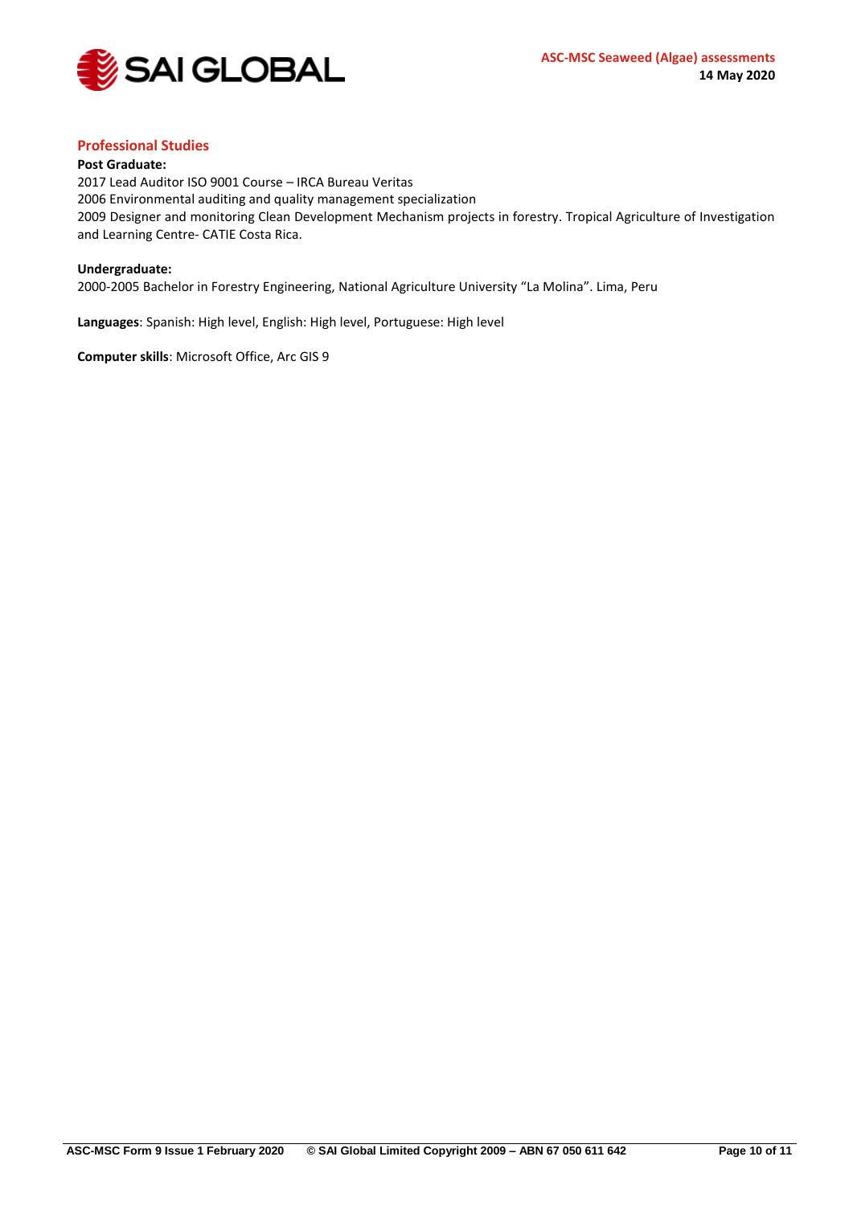## Professional Studies

**Post Graduate:**
2017 Lead Auditor ISO 9001 Course – IRCA Bureau Veritas
2006 Environmental auditing and quality management specialization
2009 Designer and monitoring Clean Development Mechanism projects in forestry. Tropical Agriculture of Investigation and Learning Centre- CATIE Costa Rica.

**Undergraduate:**
2000-2005 Bachelor in Forestry Engineering, National Agriculture University "La Molina". Lima, Peru

**Languages**: Spanish: High level, English: High level, Portuguese: High level

**Computer skills**: Microsoft Office, Arc GIS 9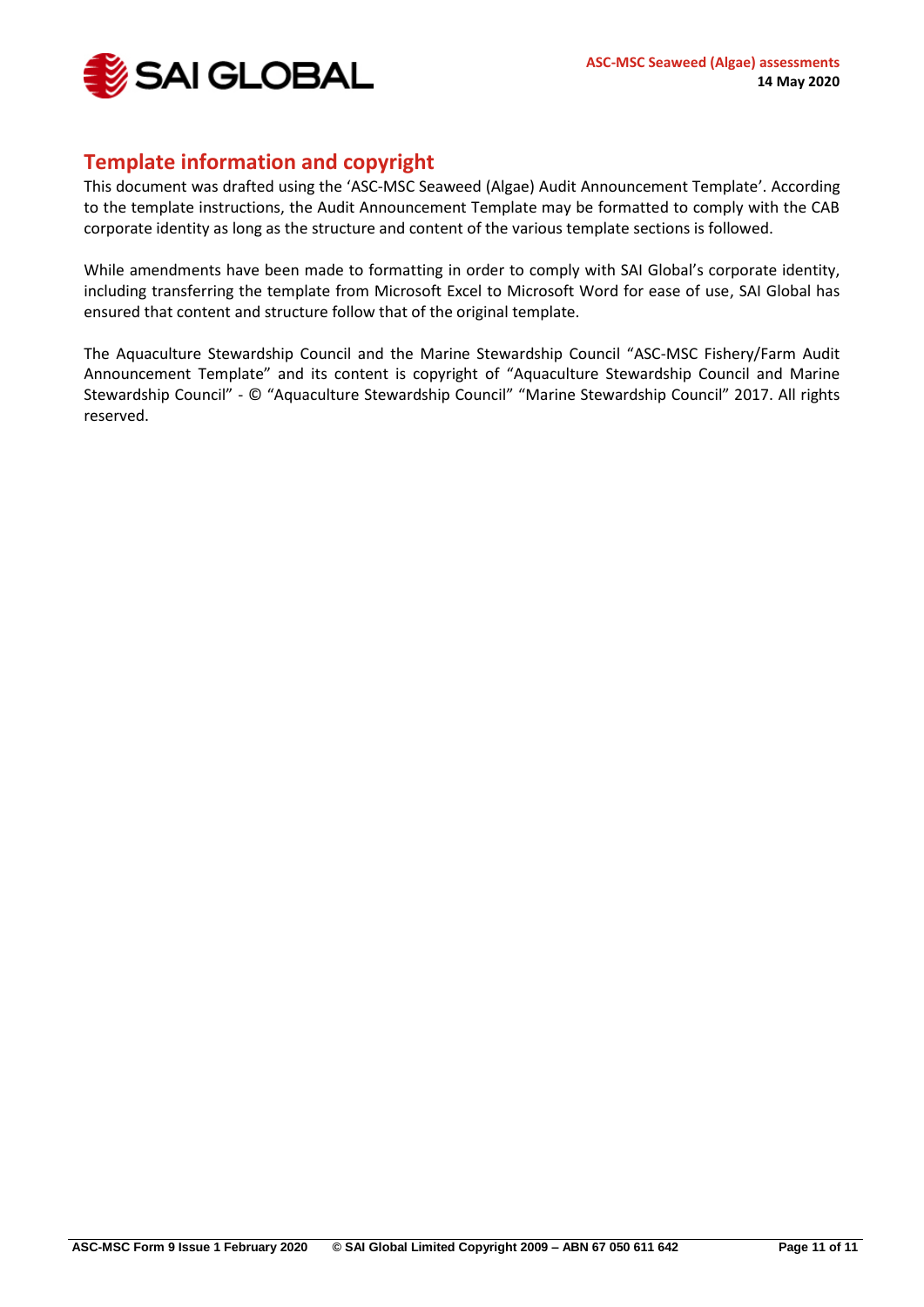## Template information and copyright

This document was drafted using the 'ASC-MSC Seaweed (Algae) Audit Announcement Template'. According to the template instructions, the Audit Announcement Template may be formatted to comply with the CAB corporate identity as long as the structure and content of the various template sections is followed.

While amendments have been made to formatting in order to comply with SAI Global's corporate identity, including transferring the template from Microsoft Excel to Microsoft Word for ease of use, SAI Global has ensured that content and structure follow that of the original template.

The Aquaculture Stewardship Council and the Marine Stewardship Council "ASC-MSC Fishery/Farm Audit Announcement Template" and its content is copyright of "Aquaculture Stewardship Council and Marine Stewardship Council" - © "Aquaculture Stewardship Council" "Marine Stewardship Council" 2017. All rights reserved.